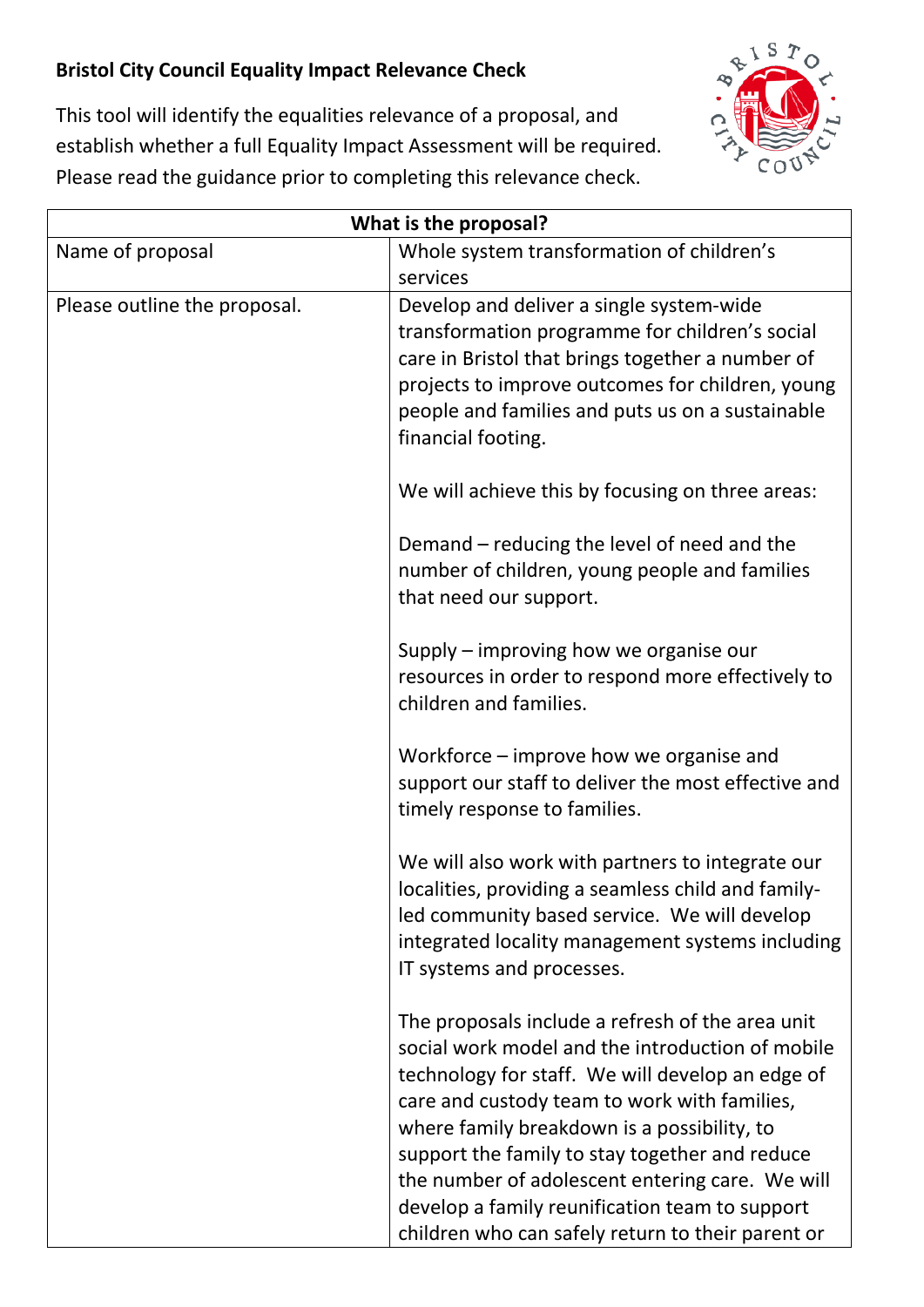**Bristol City Council Equality Impact Relevance Check**

This tool will identify the equalities relevance of a proposal, and establish whether a full Equality Impact Assessment will be required. Please read the guidance prior to completing this relevance check.

| What is the proposal? | |
|---|---|
| Name of proposal | Whole system transformation of children's services |
| Please outline the proposal. | Develop and deliver a single system-wide transformation programme for children's social care in Bristol that brings together a number of projects to improve outcomes for children, young people and families and puts us on a sustainable financial footing.<br><br>We will achieve this by focusing on three areas:<br><br>Demand – reducing the level of need and the number of children, young people and families that need our support.<br><br>Supply – improving how we organise our resources in order to respond more effectively to children and families.<br><br>Workforce – improve how we organise and support our staff to deliver the most effective and timely response to families.<br><br>We will also work with partners to integrate our localities, providing a seamless child and family-led community based service. We will develop integrated locality management systems including IT systems and processes.<br><br>The proposals include a refresh of the area unit social work model and the introduction of mobile technology for staff. We will develop an edge of care and custody team to work with families, where family breakdown is a possibility, to support the family to stay together and reduce the number of adolescent entering care. We will develop a family reunification team to support children who can safely return to their parent or |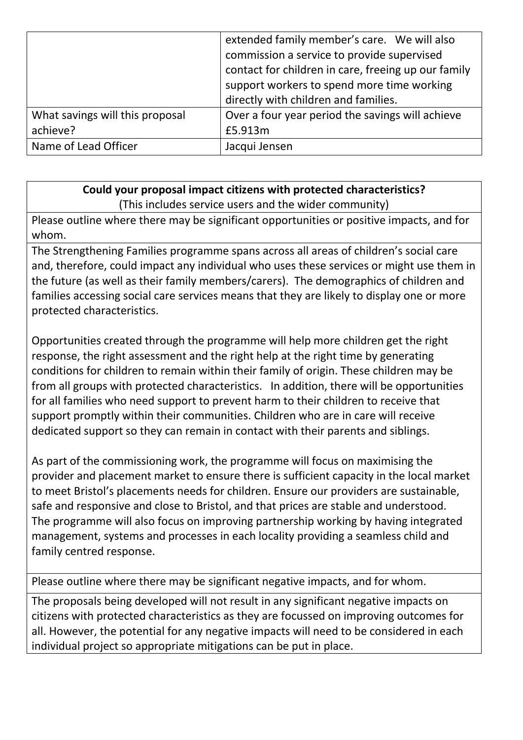| | |
|---|---|
| | extended family member's care. We will also commission a service to provide supervised contact for children in care, freeing up our family support workers to spend more time working directly with children and families. |
| What savings will this proposal achieve? | Over a four year period the savings will achieve £5.913m |
| Name of Lead Officer | Jacqui Jensen |

| **Could your proposal impact citizens with protected characteristics?**<br>(This includes service users and the wider community) |
|---|
| Please outline where there may be significant opportunities or positive impacts, and for whom. |
| The Strengthening Families programme spans across all areas of children's social care and, therefore, could impact any individual who uses these services or might use them in the future (as well as their family members/carers). The demographics of children and families accessing social care services means that they are likely to display one or more protected characteristics.<br><br>Opportunities created through the programme will help more children get the right response, the right assessment and the right help at the right time by generating conditions for children to remain within their family of origin. These children may be from all groups with protected characteristics. In addition, there will be opportunities for all families who need support to prevent harm to their children to receive that support promptly within their communities. Children who are in care will receive dedicated support so they can remain in contact with their parents and siblings.<br><br>As part of the commissioning work, the programme will focus on maximising the provider and placement market to ensure there is sufficient capacity in the local market to meet Bristol's placements needs for children. Ensure our providers are sustainable, safe and responsive and close to Bristol, and that prices are stable and understood. The programme will also focus on improving partnership working by having integrated management, systems and processes in each locality providing a seamless child and family centred response. |
| Please outline where there may be significant negative impacts, and for whom. |
| The proposals being developed will not result in any significant negative impacts on citizens with protected characteristics as they are focussed on improving outcomes for all. However, the potential for any negative impacts will need to be considered in each individual project so appropriate mitigations can be put in place. |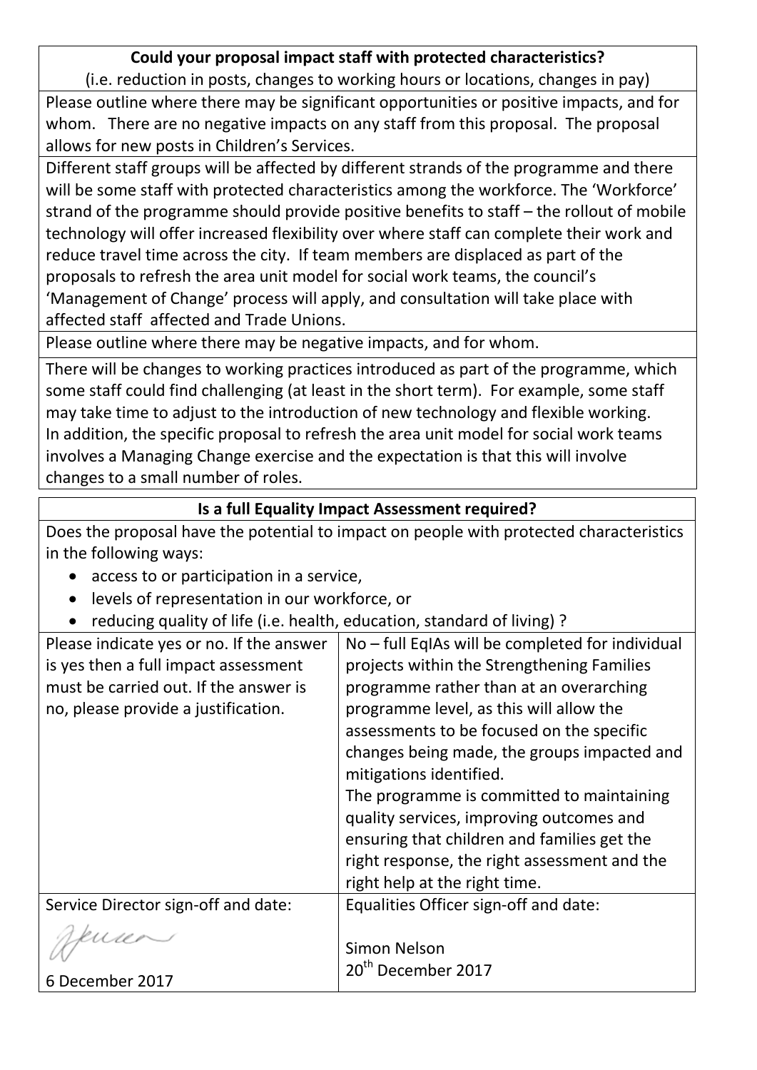**Could your proposal impact staff with protected characteristics?**

(i.e. reduction in posts, changes to working hours or locations, changes in pay)

Please outline where there may be significant opportunities or positive impacts, and for whom. There are no negative impacts on any staff from this proposal. The proposal allows for new posts in Children's Services.

Different staff groups will be affected by different strands of the programme and there will be some staff with protected characteristics among the workforce. The 'Workforce' strand of the programme should provide positive benefits to staff – the rollout of mobile technology will offer increased flexibility over where staff can complete their work and reduce travel time across the city. If team members are displaced as part of the proposals to refresh the area unit model for social work teams, the council's 'Management of Change' process will apply, and consultation will take place with affected staff affected and Trade Unions.

Please outline where there may be negative impacts, and for whom.

There will be changes to working practices introduced as part of the programme, which some staff could find challenging (at least in the short term). For example, some staff may take time to adjust to the introduction of new technology and flexible working. In addition, the specific proposal to refresh the area unit model for social work teams involves a Managing Change exercise and the expectation is that this will involve changes to a small number of roles.

**Is a full Equality Impact Assessment required?**

Does the proposal have the potential to impact on people with protected characteristics in the following ways:

- access to or participation in a service,
- levels of representation in our workforce, or
- reducing quality of life (i.e. health, education, standard of living) ?

| | |
|---|---|
| Please indicate yes or no. If the answer is yes then a full impact assessment must be carried out. If the answer is no, please provide a justification. | No – full EqIAs will be completed for individual projects within the Strengthening Families programme rather than at an overarching programme level, as this will allow the assessments to be focused on the specific changes being made, the groups impacted and mitigations identified. The programme is committed to maintaining quality services, improving outcomes and ensuring that children and families get the right response, the right assessment and the right help at the right time. |
| Service Director sign-off and date: [signature] 6 December 2017 | Equalities Officer sign-off and date: Simon Nelson 20th December 2017 |